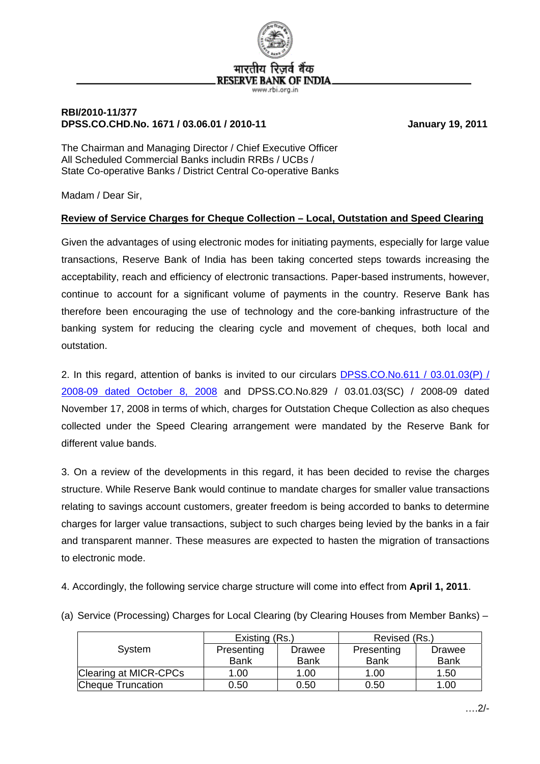भारतीय रिज़र्व बैंक
RESERVE BANK OF INDIA
www.rbi.org.in

**RBI/2010-11/377**
**DPSS.CO.CHD.No. 1671 / 03.06.01 / 2010-11** **January 19, 2011**

The Chairman and Managing Director / Chief Executive Officer
All Scheduled Commercial Banks includin RRBs / UCBs /
State Co-operative Banks / District Central Co-operative Banks

Madam / Dear Sir,

**Review of Service Charges for Cheque Collection – Local, Outstation and Speed Clearing**

Given the advantages of using electronic modes for initiating payments, especially for large value transactions, Reserve Bank of India has been taking concerted steps towards increasing the acceptability, reach and efficiency of electronic transactions. Paper-based instruments, however, continue to account for a significant volume of payments in the country. Reserve Bank has therefore been encouraging the use of technology and the core-banking infrastructure of the banking system for reducing the clearing cycle and movement of cheques, both local and outstation.

2. In this regard, attention of banks is invited to our circulars DPSS.CO.No.611 / 03.01.03(P) / 2008-09 dated October 8, 2008 and DPSS.CO.No.829 / 03.01.03(SC) / 2008-09 dated November 17, 2008 in terms of which, charges for Outstation Cheque Collection as also cheques collected under the Speed Clearing arrangement were mandated by the Reserve Bank for different value bands.

3. On a review of the developments in this regard, it has been decided to revise the charges structure. While Reserve Bank would continue to mandate charges for smaller value transactions relating to savings account customers, greater freedom is being accorded to banks to determine charges for larger value transactions, subject to such charges being levied by the banks in a fair and transparent manner. These measures are expected to hasten the migration of transactions to electronic mode.

4. Accordingly, the following service charge structure will come into effect from **April 1, 2011**.

(a) Service (Processing) Charges for Local Clearing (by Clearing Houses from Member Banks) –

| System | Existing (Rs.) | | Revised (Rs.) | |
|---|---|---|---|---|
| | Presenting Bank | Drawee Bank | Presenting Bank | Drawee Bank |
| Clearing at MICR-CPCs | 1.00 | 1.00 | 1.00 | 1.50 |
| Cheque Truncation | 0.50 | 0.50 | 0.50 | 1.00 |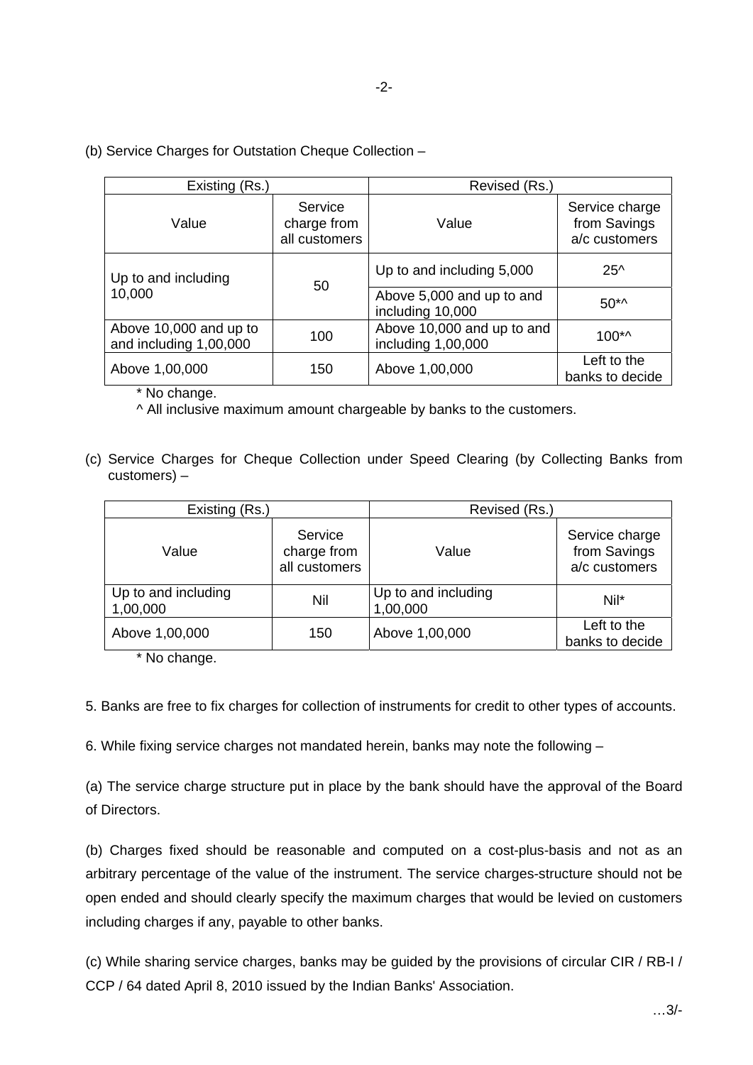(b) Service Charges for Outstation Cheque Collection –

| Existing (Rs.) | | Revised (Rs.) | |
|---|---|---|---|
| Value | Service charge from all customers | Value | Service charge from Savings a/c customers |
| Up to and including 10,000 | 50 | Up to and including 5,000 | 25^ |
| | | Above 5,000 and up to and including 10,000 | 50*^ |
| Above 10,000 and up to and including 1,00,000 | 100 | Above 10,000 and up to and including 1,00,000 | 100*^ |
| Above 1,00,000 | 150 | Above 1,00,000 | Left to the banks to decide |

\* No change.

^ All inclusive maximum amount chargeable by banks to the customers.

(c) Service Charges for Cheque Collection under Speed Clearing (by Collecting Banks from customers) –

| Existing (Rs.) | | Revised (Rs.) | |
|---|---|---|---|
| Value | Service charge from all customers | Value | Service charge from Savings a/c customers |
| Up to and including 1,00,000 | Nil | Up to and including 1,00,000 | Nil* |
| Above 1,00,000 | 150 | Above 1,00,000 | Left to the banks to decide |

\* No change.

5. Banks are free to fix charges for collection of instruments for credit to other types of accounts.

6. While fixing service charges not mandated herein, banks may note the following –

(a) The service charge structure put in place by the bank should have the approval of the Board of Directors.

(b) Charges fixed should be reasonable and computed on a cost-plus-basis and not as an arbitrary percentage of the value of the instrument. The service charges-structure should not be open ended and should clearly specify the maximum charges that would be levied on customers including charges if any, payable to other banks.

(c) While sharing service charges, banks may be guided by the provisions of circular CIR / RB-I / CCP / 64 dated April 8, 2010 issued by the Indian Banks' Association.

…3/-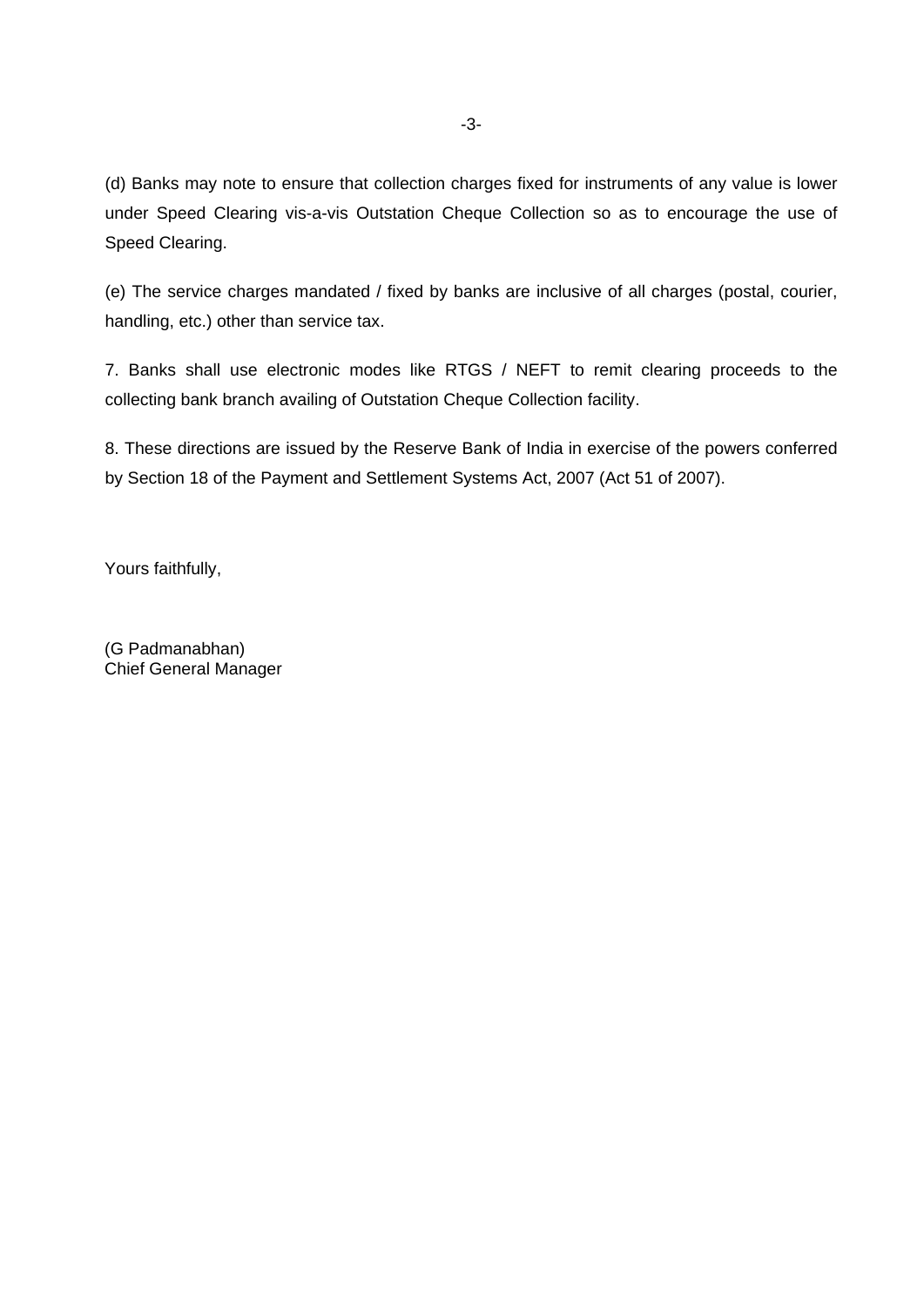(d) Banks may note to ensure that collection charges fixed for instruments of any value is lower under Speed Clearing vis-a-vis Outstation Cheque Collection so as to encourage the use of Speed Clearing.

(e) The service charges mandated / fixed by banks are inclusive of all charges (postal, courier, handling, etc.) other than service tax.

7. Banks shall use electronic modes like RTGS / NEFT to remit clearing proceeds to the collecting bank branch availing of Outstation Cheque Collection facility.

8. These directions are issued by the Reserve Bank of India in exercise of the powers conferred by Section 18 of the Payment and Settlement Systems Act, 2007 (Act 51 of 2007).

Yours faithfully,

(G Padmanabhan)
Chief General Manager